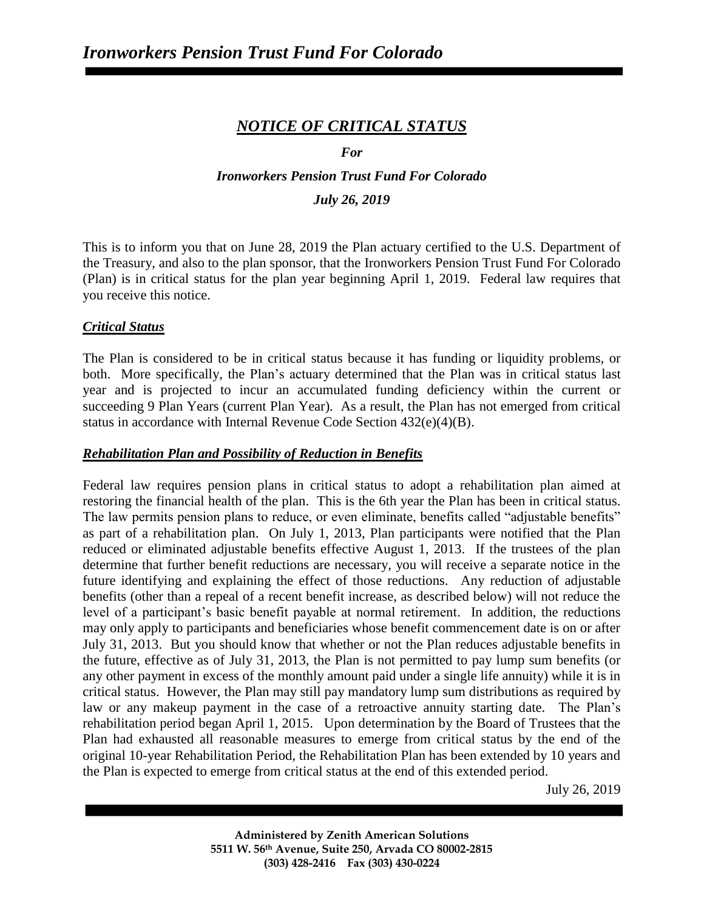# *NOTICE OF CRITICAL STATUS*

***For***

***Ironworkers Pension Trust Fund For Colorado***

***July 26, 2019***

This is to inform you that on June 28, 2019 the Plan actuary certified to the U.S. Department of the Treasury, and also to the plan sponsor, that the Ironworkers Pension Trust Fund For Colorado (Plan) is in critical status for the plan year beginning April 1, 2019. Federal law requires that you receive this notice.

## ***Critical Status***

The Plan is considered to be in critical status because it has funding or liquidity problems, or both. More specifically, the Plan's actuary determined that the Plan was in critical status last year and is projected to incur an accumulated funding deficiency within the current or succeeding 9 Plan Years (current Plan Year). As a result, the Plan has not emerged from critical status in accordance with Internal Revenue Code Section 432(e)(4)(B).

## ***Rehabilitation Plan and Possibility of Reduction in Benefits***

Federal law requires pension plans in critical status to adopt a rehabilitation plan aimed at restoring the financial health of the plan. This is the 6th year the Plan has been in critical status. The law permits pension plans to reduce, or even eliminate, benefits called "adjustable benefits" as part of a rehabilitation plan. On July 1, 2013, Plan participants were notified that the Plan reduced or eliminated adjustable benefits effective August 1, 2013. If the trustees of the plan determine that further benefit reductions are necessary, you will receive a separate notice in the future identifying and explaining the effect of those reductions. Any reduction of adjustable benefits (other than a repeal of a recent benefit increase, as described below) will not reduce the level of a participant's basic benefit payable at normal retirement. In addition, the reductions may only apply to participants and beneficiaries whose benefit commencement date is on or after July 31, 2013. But you should know that whether or not the Plan reduces adjustable benefits in the future, effective as of July 31, 2013, the Plan is not permitted to pay lump sum benefits (or any other payment in excess of the monthly amount paid under a single life annuity) while it is in critical status. However, the Plan may still pay mandatory lump sum distributions as required by law or any makeup payment in the case of a retroactive annuity starting date. The Plan's rehabilitation period began April 1, 2015. Upon determination by the Board of Trustees that the Plan had exhausted all reasonable measures to emerge from critical status by the end of the original 10-year Rehabilitation Period, the Rehabilitation Plan has been extended by 10 years and the Plan is expected to emerge from critical status at the end of this extended period.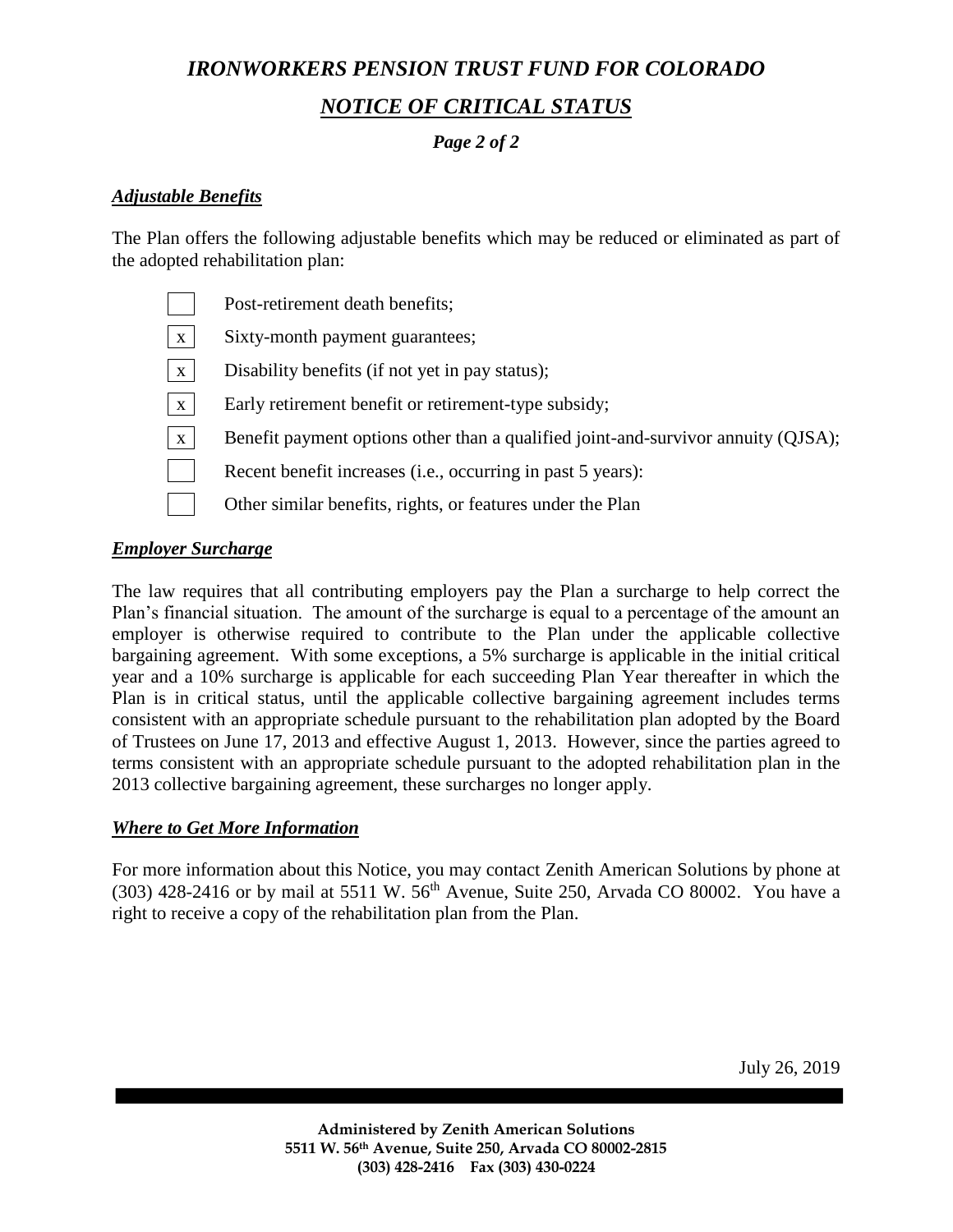# *IRONWORKERS PENSION TRUST FUND FOR COLORADO*

## *NOTICE OF CRITICAL STATUS*

### *Adjustable Benefits*

The Plan offers the following adjustable benefits which may be reduced or eliminated as part of the adopted rehabilitation plan:

- [ ] Post-retirement death benefits;
- [x] Sixty-month payment guarantees;
- [x] Disability benefits (if not yet in pay status);
- [x] Early retirement benefit or retirement-type subsidy;
- [x] Benefit payment options other than a qualified joint-and-survivor annuity (QJSA);
- [ ] Recent benefit increases (i.e., occurring in past 5 years):
- [ ] Other similar benefits, rights, or features under the Plan

### *Employer Surcharge*

The law requires that all contributing employers pay the Plan a surcharge to help correct the Plan's financial situation. The amount of the surcharge is equal to a percentage of the amount an employer is otherwise required to contribute to the Plan under the applicable collective bargaining agreement. With some exceptions, a 5% surcharge is applicable in the initial critical year and a 10% surcharge is applicable for each succeeding Plan Year thereafter in which the Plan is in critical status, until the applicable collective bargaining agreement includes terms consistent with an appropriate schedule pursuant to the rehabilitation plan adopted by the Board of Trustees on June 17, 2013 and effective August 1, 2013. However, since the parties agreed to terms consistent with an appropriate schedule pursuant to the adopted rehabilitation plan in the 2013 collective bargaining agreement, these surcharges no longer apply.

### *Where to Get More Information*

For more information about this Notice, you may contact Zenith American Solutions by phone at (303) 428-2416 or by mail at 5511 W. 56th Avenue, Suite 250, Arvada CO 80002. You have a right to receive a copy of the rehabilitation plan from the Plan.

July 26, 2019

**Administered by Zenith American Solutions**
**5511 W. 56th Avenue, Suite 250, Arvada CO 80002-2815**
**(303) 428-2416 Fax (303) 430-0224**